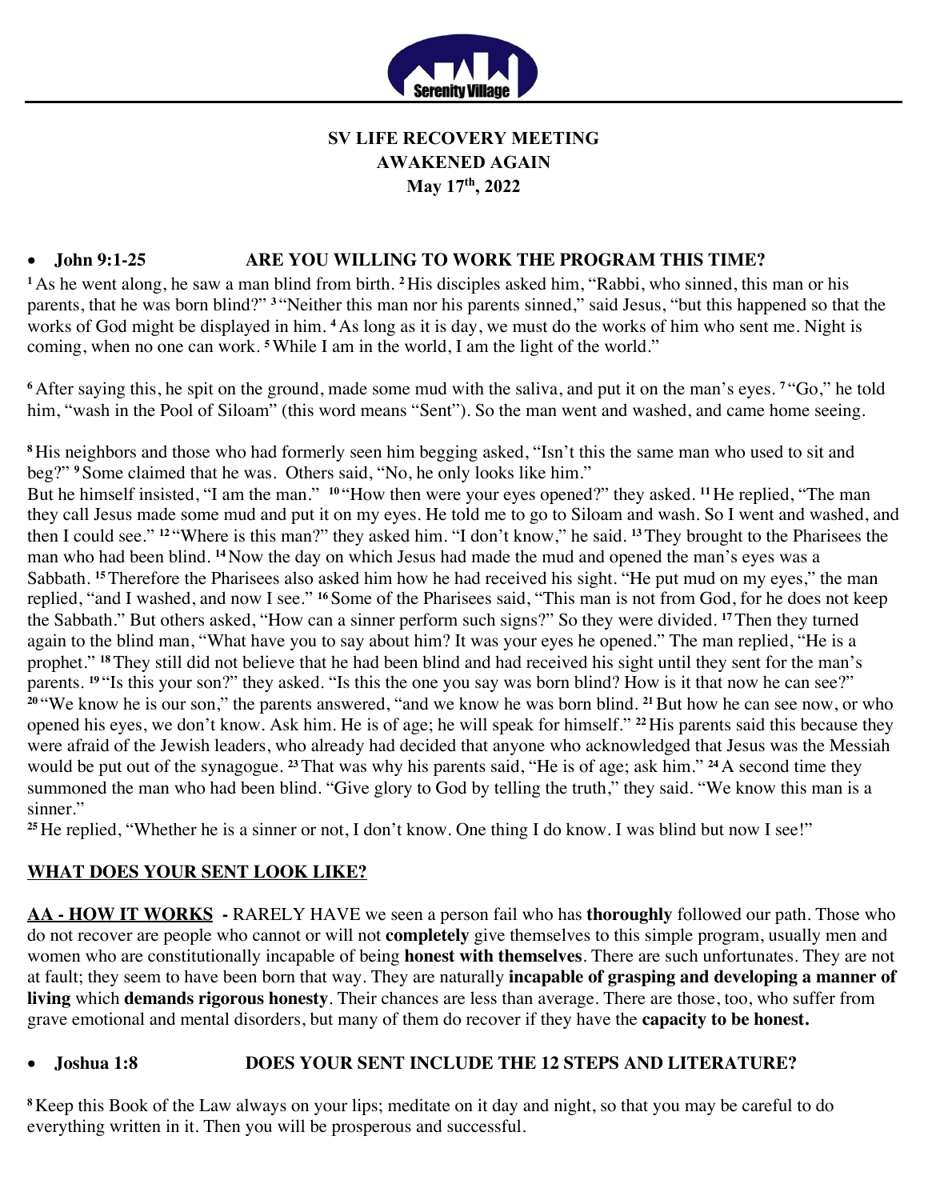**SV LIFE RECOVERY MEETING**
**AWAKENED AGAIN**
**May 17th, 2022**

- **John 9:1-25 ARE YOU WILLING TO WORK THE PROGRAM THIS TIME?**

[1] As he went along, he saw a man blind from birth. [2] His disciples asked him, "Rabbi, who sinned, this man or his parents, that he was born blind?" [3] "Neither this man nor his parents sinned," said Jesus, "but this happened so that the works of God might be displayed in him. [4] As long as it is day, we must do the works of him who sent me. Night is coming, when no one can work. [5] While I am in the world, I am the light of the world."

[6] After saying this, he spit on the ground, made some mud with the saliva, and put it on the man's eyes. [7] "Go," he told him, "wash in the Pool of Siloam" (this word means "Sent"). So the man went and washed, and came home seeing.

[8] His neighbors and those who had formerly seen him begging asked, "Isn't this the same man who used to sit and beg?" [9] Some claimed that he was. Others said, "No, he only looks like him."
But he himself insisted, "I am the man." [10] "How then were your eyes opened?" they asked. [11] He replied, "The man they call Jesus made some mud and put it on my eyes. He told me to go to Siloam and wash. So I went and washed, and then I could see." [12] "Where is this man?" they asked him. "I don't know," he said. [13] They brought to the Pharisees the man who had been blind. [14] Now the day on which Jesus had made the mud and opened the man's eyes was a Sabbath. [15] Therefore the Pharisees also asked him how he had received his sight. "He put mud on my eyes," the man replied, "and I washed, and now I see." [16] Some of the Pharisees said, "This man is not from God, for he does not keep the Sabbath." But others asked, "How can a sinner perform such signs?" So they were divided. [17] Then they turned again to the blind man, "What have you to say about him? It was your eyes he opened." The man replied, "He is a prophet." [18] They still did not believe that he had been blind and had received his sight until they sent for the man's parents. [19] "Is this your son?" they asked. "Is this the one you say was born blind? How is it that now he can see?" [20] "We know he is our son," the parents answered, "and we know he was born blind. [21] But how he can see now, or who opened his eyes, we don't know. Ask him. He is of age; he will speak for himself." [22] His parents said this because they were afraid of the Jewish leaders, who already had decided that anyone who acknowledged that Jesus was the Messiah would be put out of the synagogue. [23] That was why his parents said, "He is of age; ask him." [24] A second time they summoned the man who had been blind. "Give glory to God by telling the truth," they said. "We know this man is a sinner."
[25] He replied, "Whether he is a sinner or not, I don't know. One thing I do know. I was blind but now I see!"

**WHAT DOES YOUR SENT LOOK LIKE?**

**AA - HOW IT WORKS** - RARELY HAVE we seen a person fail who has **thoroughly** followed our path. Those who do not recover are people who cannot or will not **completely** give themselves to this simple program, usually men and women who are constitutionally incapable of being **honest with themselves**. There are such unfortunates. They are not at fault; they seem to have been born that way. They are naturally **incapable of grasping and developing a manner of living** which **demands rigorous honesty**. Their chances are less than average. There are those, too, who suffer from grave emotional and mental disorders, but many of them do recover if they have the **capacity to be honest.**

- **Joshua 1:8 DOES YOUR SENT INCLUDE THE 12 STEPS AND LITERATURE?**

[8] Keep this Book of the Law always on your lips; meditate on it day and night, so that you may be careful to do everything written in it. Then you will be prosperous and successful.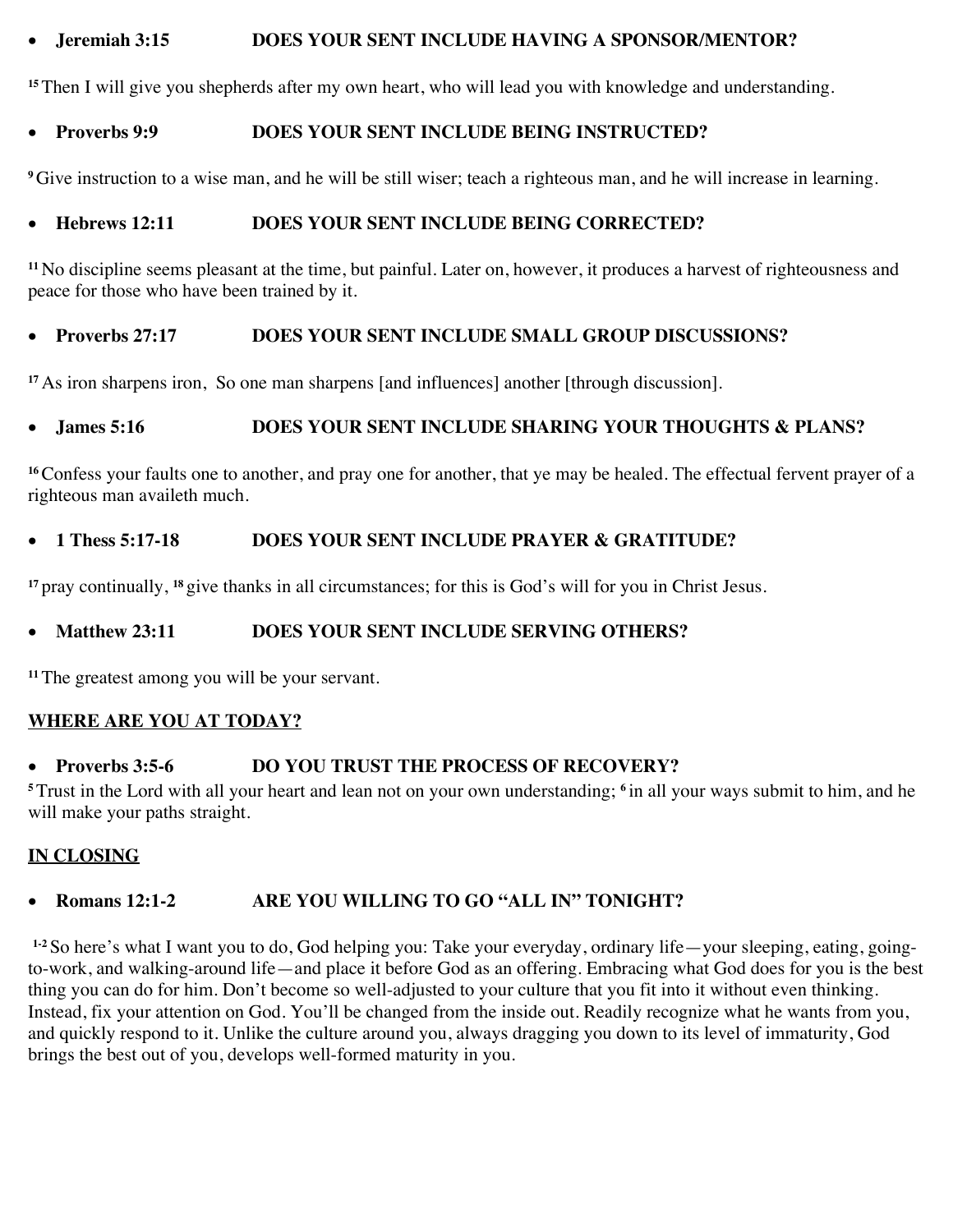- **Jeremiah 3:15 DOES YOUR SENT INCLUDE HAVING A SPONSOR/MENTOR?**

[15] Then I will give you shepherds after my own heart, who will lead you with knowledge and understanding.

- **Proverbs 9:9 DOES YOUR SENT INCLUDE BEING INSTRUCTED?**

[9] Give instruction to a wise man, and he will be still wiser; teach a righteous man, and he will increase in learning.

- **Hebrews 12:11 DOES YOUR SENT INCLUDE BEING CORRECTED?**

[11] No discipline seems pleasant at the time, but painful. Later on, however, it produces a harvest of righteousness and peace for those who have been trained by it.

- **Proverbs 27:17 DOES YOUR SENT INCLUDE SMALL GROUP DISCUSSIONS?**

[17] As iron sharpens iron, So one man sharpens [and influences] another [through discussion].

- **James 5:16 DOES YOUR SENT INCLUDE SHARING YOUR THOUGHTS & PLANS?**

[16] Confess your faults one to another, and pray one for another, that ye may be healed. The effectual fervent prayer of a righteous man availeth much.

- **1 Thess 5:17-18 DOES YOUR SENT INCLUDE PRAYER & GRATITUDE?**

[17] pray continually, [18] give thanks in all circumstances; for this is God's will for you in Christ Jesus.

- **Matthew 23:11 DOES YOUR SENT INCLUDE SERVING OTHERS?**

[11] The greatest among you will be your servant.

**WHERE ARE YOU AT TODAY?**

- **Proverbs 3:5-6 DO YOU TRUST THE PROCESS OF RECOVERY?**

[5] Trust in the Lord with all your heart and lean not on your own understanding; [6] in all your ways submit to him, and he will make your paths straight.

**IN CLOSING**

- **Romans 12:1-2 ARE YOU WILLING TO GO "ALL IN" TONIGHT?**

[1-2] So here's what I want you to do, God helping you: Take your everyday, ordinary life—your sleeping, eating, going-to-work, and walking-around life—and place it before God as an offering. Embracing what God does for you is the best thing you can do for him. Don't become so well-adjusted to your culture that you fit into it without even thinking. Instead, fix your attention on God. You'll be changed from the inside out. Readily recognize what he wants from you, and quickly respond to it. Unlike the culture around you, always dragging you down to its level of immaturity, God brings the best out of you, develops well-formed maturity in you.